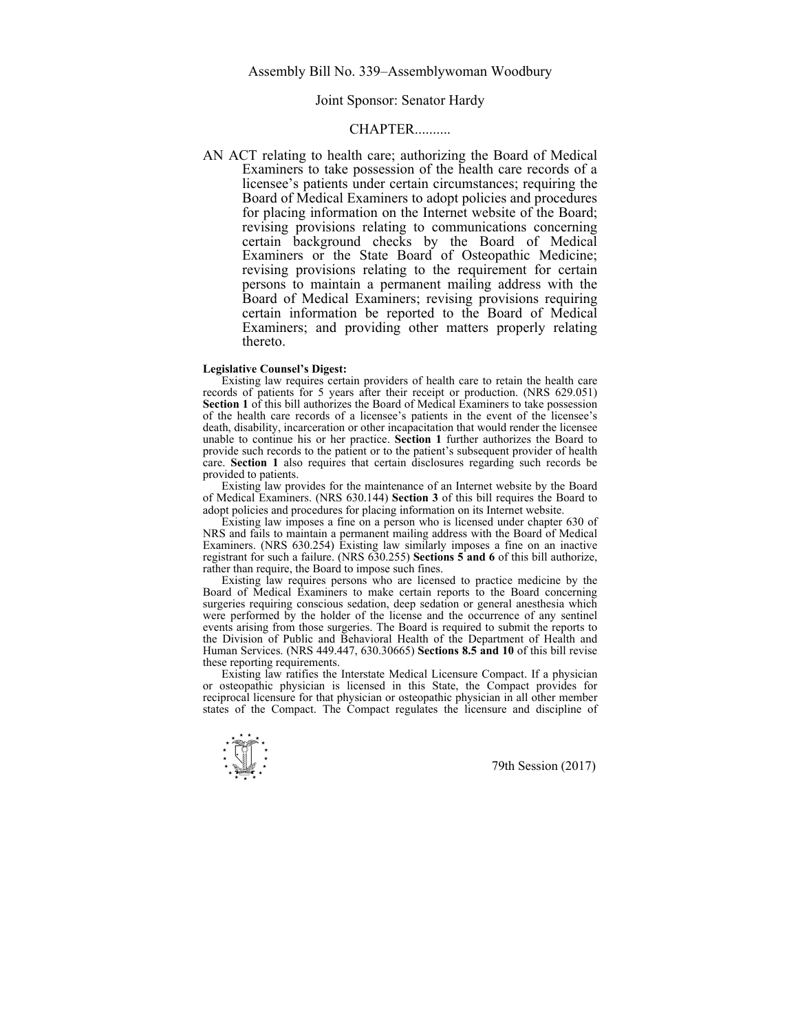Assembly Bill No. 339–Assemblywoman Woodbury

Joint Sponsor: Senator Hardy

CHAPTER..........

AN ACT relating to health care; authorizing the Board of Medical Examiners to take possession of the health care records of a licensee's patients under certain circumstances; requiring the Board of Medical Examiners to adopt policies and procedures for placing information on the Internet website of the Board; revising provisions relating to communications concerning certain background checks by the Board of Medical Examiners or the State Board of Osteopathic Medicine; revising provisions relating to the requirement for certain persons to maintain a permanent mailing address with the Board of Medical Examiners; revising provisions requiring certain information be reported to the Board of Medical Examiners; and providing other matters properly relating thereto.

**Legislative Counsel's Digest:**

Existing law requires certain providers of health care to retain the health care records of patients for 5 years after their receipt or production. (NRS 629.051) **Section 1** of this bill authorizes the Board of Medical Examiners to take possession of the health care records of a licensee's patients in the event of the licensee's death, disability, incarceration or other incapacitation that would render the licensee unable to continue his or her practice. **Section 1** further authorizes the Board to provide such records to the patient or to the patient's subsequent provider of health care. **Section 1** also requires that certain disclosures regarding such records be provided to patients.

Existing law provides for the maintenance of an Internet website by the Board of Medical Examiners. (NRS 630.144) **Section 3** of this bill requires the Board to adopt policies and procedures for placing information on its Internet website.

Existing law imposes a fine on a person who is licensed under chapter 630 of NRS and fails to maintain a permanent mailing address with the Board of Medical Examiners. (NRS 630.254) Existing law similarly imposes a fine on an inactive registrant for such a failure. (NRS 630.255) **Sections 5 and 6** of this bill authorize, rather than require, the Board to impose such fines.

Existing law requires persons who are licensed to practice medicine by the Board of Medical Examiners to make certain reports to the Board concerning surgeries requiring conscious sedation, deep sedation or general anesthesia which were performed by the holder of the license and the occurrence of any sentinel events arising from those surgeries. The Board is required to submit the reports to the Division of Public and Behavioral Health of the Department of Health and Human Services. (NRS 449.447, 630.30665) **Sections 8.5 and 10** of this bill revise these reporting requirements.

Existing law ratifies the Interstate Medical Licensure Compact. If a physician or osteopathic physician is licensed in this State, the Compact provides for reciprocal licensure for that physician or osteopathic physician in all other member states of the Compact. The Compact regulates the licensure and discipline of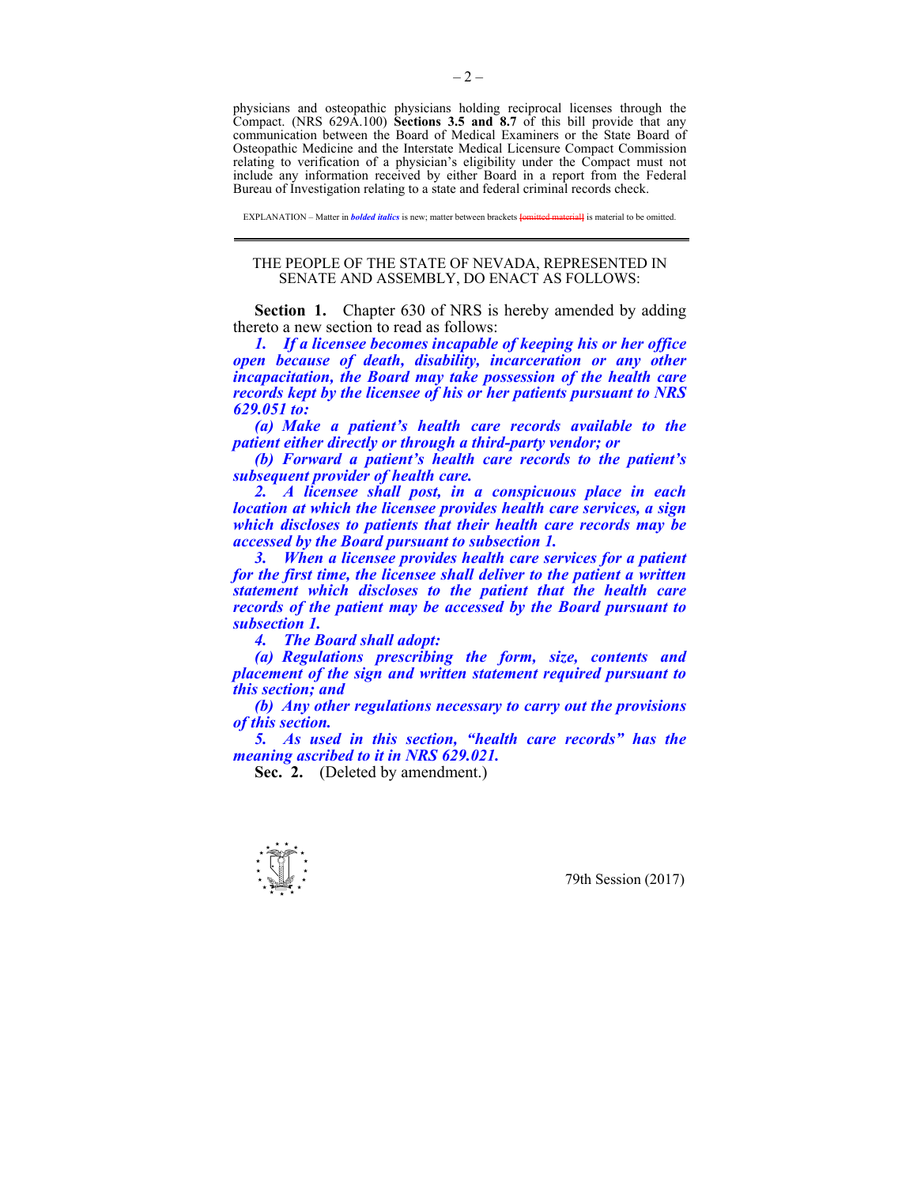physicians and osteopathic physicians holding reciprocal licenses through the Compact. (NRS 629A.100) **Sections 3.5 and 8.7** of this bill provide that any communication between the Board of Medical Examiners or the State Board of Osteopathic Medicine and the Interstate Medical Licensure Compact Commission relating to verification of a physician's eligibility under the Compact must not include any information received by either Board in a report from the Federal Bureau of Investigation relating to a state and federal criminal records check.

EXPLANATION – Matter in ***bolded italics*** is new; matter between brackets ~~[omitted material]~~ is material to be omitted.

THE PEOPLE OF THE STATE OF NEVADA, REPRESENTED IN SENATE AND ASSEMBLY, DO ENACT AS FOLLOWS:

**Section 1.** Chapter 630 of NRS is hereby amended by adding thereto a new section to read as follows:

***1. If a licensee becomes incapable of keeping his or her office open because of death, disability, incarceration or any other incapacitation, the Board may take possession of the health care records kept by the licensee of his or her patients pursuant to NRS 629.051 to:***

***(a) Make a patient's health care records available to the patient either directly or through a third-party vendor; or***

***(b) Forward a patient's health care records to the patient's subsequent provider of health care.***

***2. A licensee shall post, in a conspicuous place in each location at which the licensee provides health care services, a sign which discloses to patients that their health care records may be accessed by the Board pursuant to subsection 1.***

***3. When a licensee provides health care services for a patient for the first time, the licensee shall deliver to the patient a written statement which discloses to the patient that the health care records of the patient may be accessed by the Board pursuant to subsection 1.***

***4. The Board shall adopt:***

***(a) Regulations prescribing the form, size, contents and placement of the sign and written statement required pursuant to this section; and***

***(b) Any other regulations necessary to carry out the provisions of this section.***

***5. As used in this section, "health care records" has the meaning ascribed to it in NRS 629.021.***

**Sec. 2.** (Deleted by amendment.)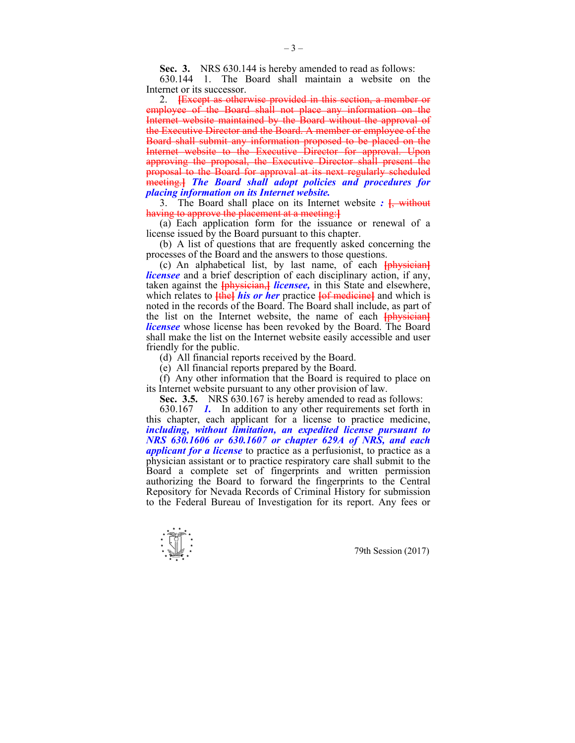**Sec. 3.** NRS 630.144 is hereby amended to read as follows:

630.144 1. The Board shall maintain a website on the Internet or its successor.

2. ~~[Except as otherwise provided in this section, a member or employee of the Board shall not place any information on the Internet website maintained by the Board without the approval of the Executive Director and the Board. A member or employee of the Board shall submit any information proposed to be placed on the Internet website to the Executive Director for approval. Upon approving the proposal, the Executive Director shall present the proposal to the Board for approval at its next regularly scheduled meeting.]~~ ***The Board shall adopt policies and procedures for placing information on its Internet website.***

3. The Board shall place on its Internet website ***:*** ~~[, without having to approve the placement at a meeting:]~~

(a) Each application form for the issuance or renewal of a license issued by the Board pursuant to this chapter.

(b) A list of questions that are frequently asked concerning the processes of the Board and the answers to those questions.

(c) An alphabetical list, by last name, of each ~~[physician]~~ ***licensee*** and a brief description of each disciplinary action, if any, taken against the ~~[physician,]~~ ***licensee,*** in this State and elsewhere, which relates to ~~[the]~~ ***his or her*** practice ~~[of medicine]~~ and which is noted in the records of the Board. The Board shall include, as part of the list on the Internet website, the name of each ~~[physician]~~ ***licensee*** whose license has been revoked by the Board. The Board shall make the list on the Internet website easily accessible and user friendly for the public.

(d) All financial reports received by the Board.

(e) All financial reports prepared by the Board.

(f) Any other information that the Board is required to place on its Internet website pursuant to any other provision of law.

**Sec. 3.5.** NRS 630.167 is hereby amended to read as follows:

630.167 ***1.*** In addition to any other requirements set forth in this chapter, each applicant for a license to practice medicine, ***including, without limitation, an expedited license pursuant to NRS 630.1606 or 630.1607 or chapter 629A of NRS, and each applicant for a license*** to practice as a perfusionist, to practice as a physician assistant or to practice respiratory care shall submit to the Board a complete set of fingerprints and written permission authorizing the Board to forward the fingerprints to the Central Repository for Nevada Records of Criminal History for submission to the Federal Bureau of Investigation for its report. Any fees or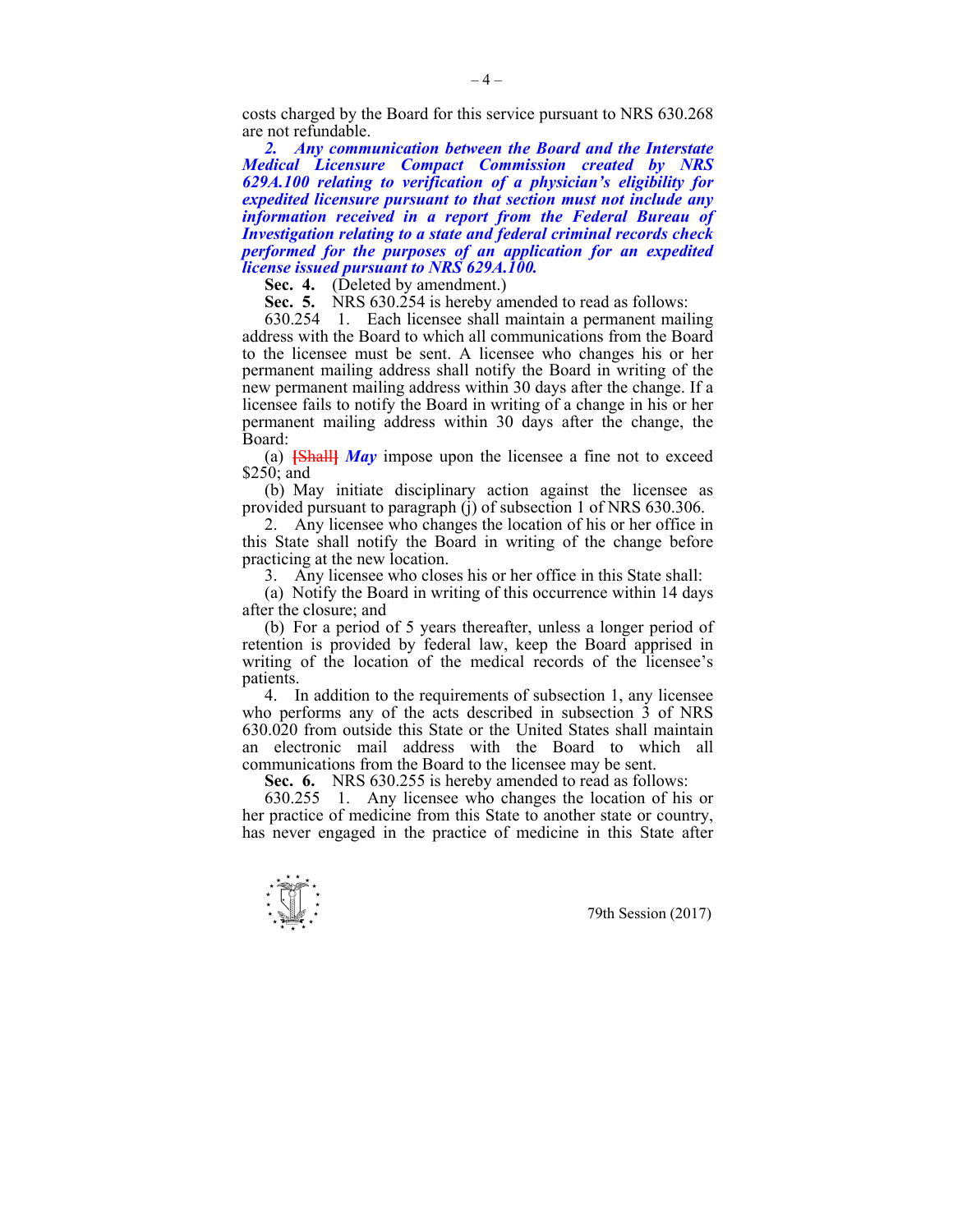costs charged by the Board for this service pursuant to NRS 630.268 are not refundable.

***2. Any communication between the Board and the Interstate Medical Licensure Compact Commission created by NRS 629A.100 relating to verification of a physician's eligibility for expedited licensure pursuant to that section must not include any information received in a report from the Federal Bureau of Investigation relating to a state and federal criminal records check performed for the purposes of an application for an expedited license issued pursuant to NRS 629A.100.***

**Sec. 4.** (Deleted by amendment.)

**Sec. 5.** NRS 630.254 is hereby amended to read as follows:

630.254 1. Each licensee shall maintain a permanent mailing address with the Board to which all communications from the Board to the licensee must be sent. A licensee who changes his or her permanent mailing address shall notify the Board in writing of the new permanent mailing address within 30 days after the change. If a licensee fails to notify the Board in writing of a change in his or her permanent mailing address within 30 days after the change, the Board:

(a) ~~[Shall]~~ ***May*** impose upon the licensee a fine not to exceed $250; and

(b) May initiate disciplinary action against the licensee as provided pursuant to paragraph (j) of subsection 1 of NRS 630.306.

2. Any licensee who changes the location of his or her office in this State shall notify the Board in writing of the change before practicing at the new location.

3. Any licensee who closes his or her office in this State shall:

(a) Notify the Board in writing of this occurrence within 14 days after the closure; and

(b) For a period of 5 years thereafter, unless a longer period of retention is provided by federal law, keep the Board apprised in writing of the location of the medical records of the licensee's patients.

4. In addition to the requirements of subsection 1, any licensee who performs any of the acts described in subsection 3 of NRS 630.020 from outside this State or the United States shall maintain an electronic mail address with the Board to which all communications from the Board to the licensee may be sent.

**Sec. 6.** NRS 630.255 is hereby amended to read as follows:

630.255 1. Any licensee who changes the location of his or her practice of medicine from this State to another state or country, has never engaged in the practice of medicine in this State after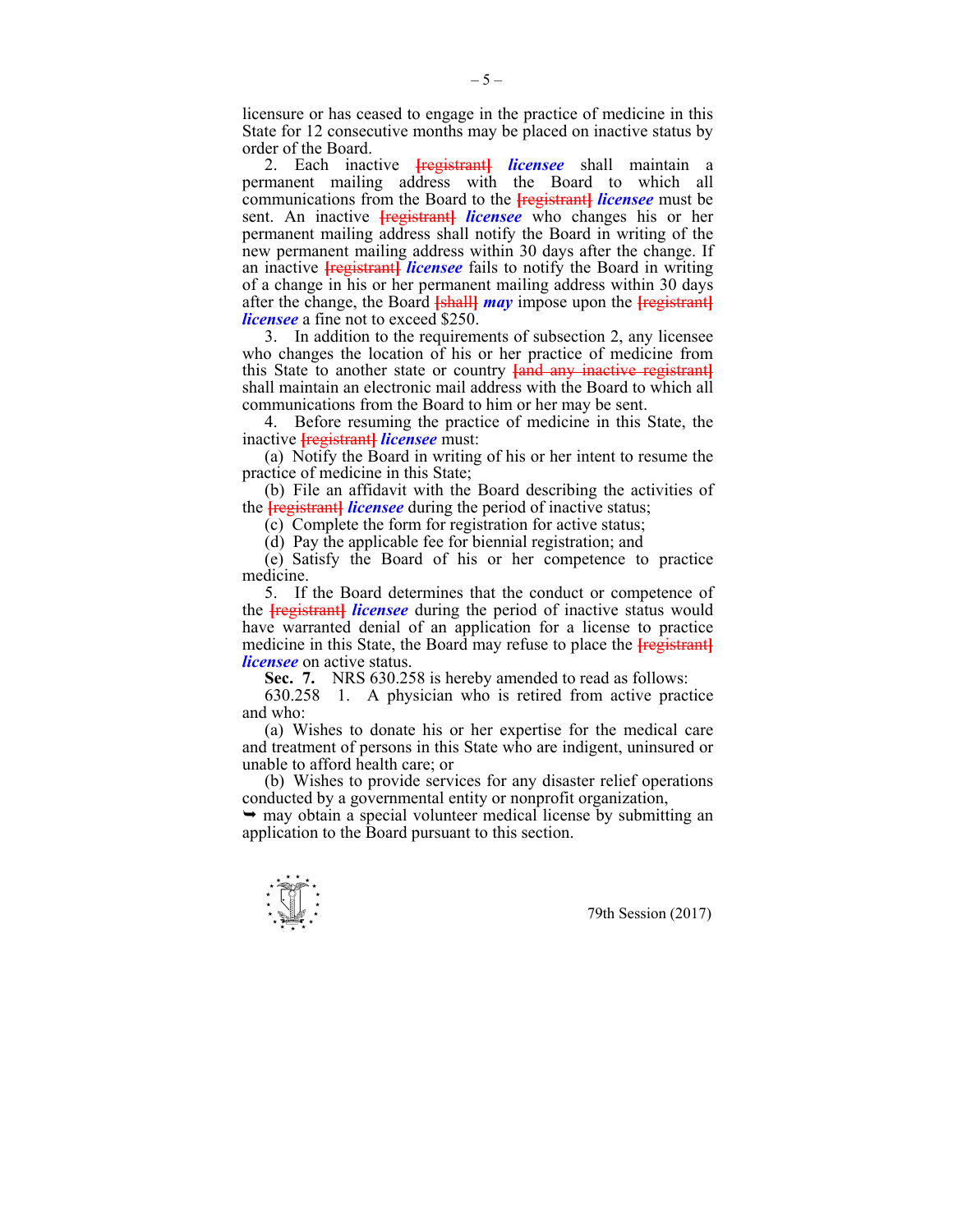licensure or has ceased to engage in the practice of medicine in this State for 12 consecutive months may be placed on inactive status by order of the Board.

2. Each inactive ~~[registrant]~~ ***licensee*** shall maintain a permanent mailing address with the Board to which all communications from the Board to the ~~[registrant]~~ ***licensee*** must be sent. An inactive ~~[registrant]~~ ***licensee*** who changes his or her permanent mailing address shall notify the Board in writing of the new permanent mailing address within 30 days after the change. If an inactive ~~[registrant]~~ ***licensee*** fails to notify the Board in writing of a change in his or her permanent mailing address within 30 days after the change, the Board ~~[shall]~~ ***may*** impose upon the ~~[registrant]~~ ***licensee*** a fine not to exceed $250.

3. In addition to the requirements of subsection 2, any licensee who changes the location of his or her practice of medicine from this State to another state or country ~~[and any inactive registrant]~~ shall maintain an electronic mail address with the Board to which all communications from the Board to him or her may be sent.

4. Before resuming the practice of medicine in this State, the inactive ~~[registrant]~~ ***licensee*** must:

(a) Notify the Board in writing of his or her intent to resume the practice of medicine in this State;

(b) File an affidavit with the Board describing the activities of the ~~[registrant]~~ ***licensee*** during the period of inactive status;

(c) Complete the form for registration for active status;

(d) Pay the applicable fee for biennial registration; and

(e) Satisfy the Board of his or her competence to practice medicine.

5. If the Board determines that the conduct or competence of the ~~[registrant]~~ ***licensee*** during the period of inactive status would have warranted denial of an application for a license to practice medicine in this State, the Board may refuse to place the ~~[registrant]~~ ***licensee*** on active status.

**Sec. 7.** NRS 630.258 is hereby amended to read as follows:

630.258 1. A physician who is retired from active practice and who:

(a) Wishes to donate his or her expertise for the medical care and treatment of persons in this State who are indigent, uninsured or unable to afford health care; or

(b) Wishes to provide services for any disaster relief operations conducted by a governmental entity or nonprofit organization,

➥ may obtain a special volunteer medical license by submitting an application to the Board pursuant to this section.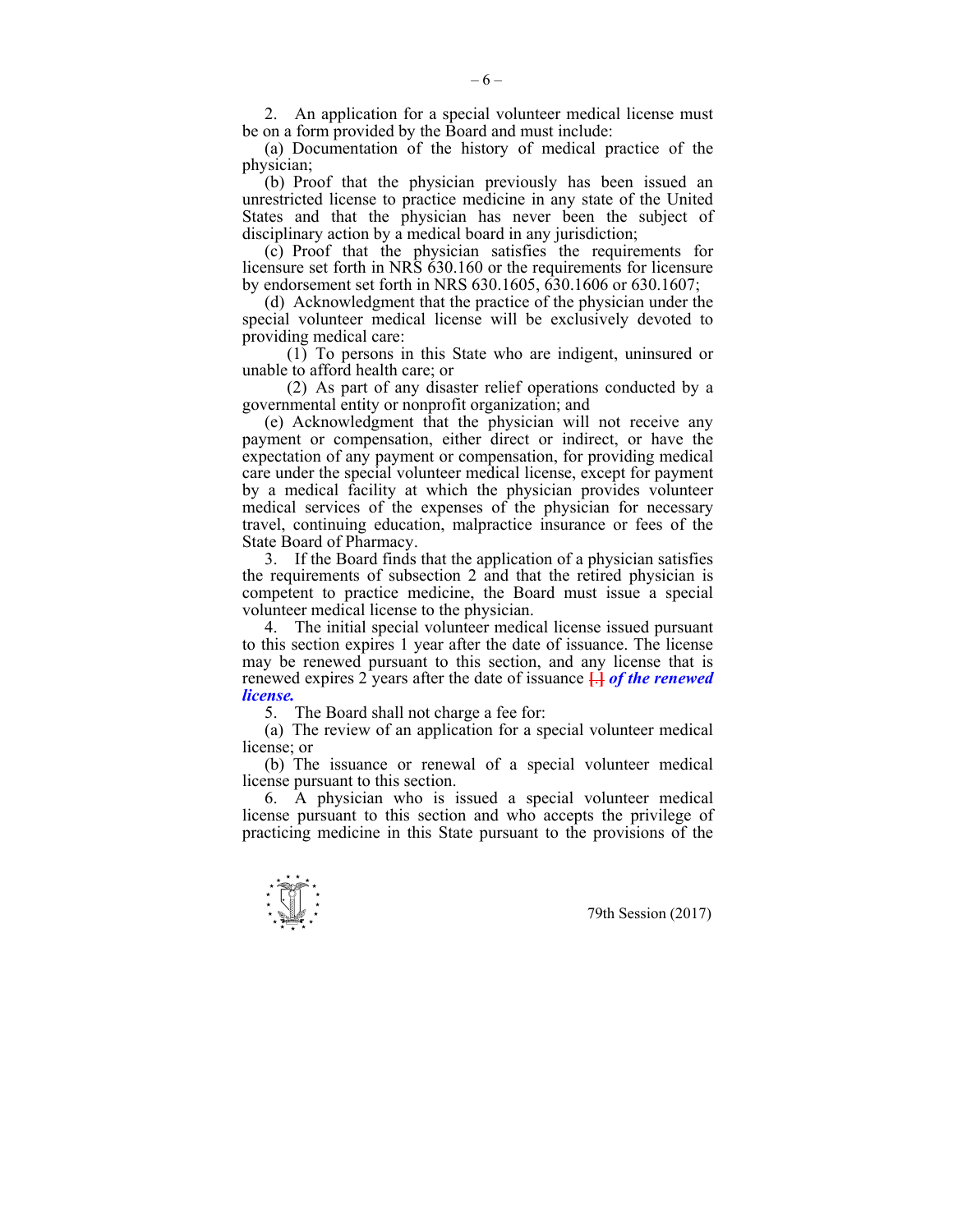2. An application for a special volunteer medical license must be on a form provided by the Board and must include:

(a) Documentation of the history of medical practice of the physician;

(b) Proof that the physician previously has been issued an unrestricted license to practice medicine in any state of the United States and that the physician has never been the subject of disciplinary action by a medical board in any jurisdiction;

(c) Proof that the physician satisfies the requirements for licensure set forth in NRS 630.160 or the requirements for licensure by endorsement set forth in NRS 630.1605, 630.1606 or 630.1607;

(d) Acknowledgment that the practice of the physician under the special volunteer medical license will be exclusively devoted to providing medical care:

(1) To persons in this State who are indigent, uninsured or unable to afford health care; or

(2) As part of any disaster relief operations conducted by a governmental entity or nonprofit organization; and

(e) Acknowledgment that the physician will not receive any payment or compensation, either direct or indirect, or have the expectation of any payment or compensation, for providing medical care under the special volunteer medical license, except for payment by a medical facility at which the physician provides volunteer medical services of the expenses of the physician for necessary travel, continuing education, malpractice insurance or fees of the State Board of Pharmacy.

3. If the Board finds that the application of a physician satisfies the requirements of subsection 2 and that the retired physician is competent to practice medicine, the Board must issue a special volunteer medical license to the physician.

4. The initial special volunteer medical license issued pursuant to this section expires 1 year after the date of issuance. The license may be renewed pursuant to this section, and any license that is renewed expires 2 years after the date of issuance [.] ***of the renewed license.***

5. The Board shall not charge a fee for:

(a) The review of an application for a special volunteer medical license; or

(b) The issuance or renewal of a special volunteer medical license pursuant to this section.

6. A physician who is issued a special volunteer medical license pursuant to this section and who accepts the privilege of practicing medicine in this State pursuant to the provisions of the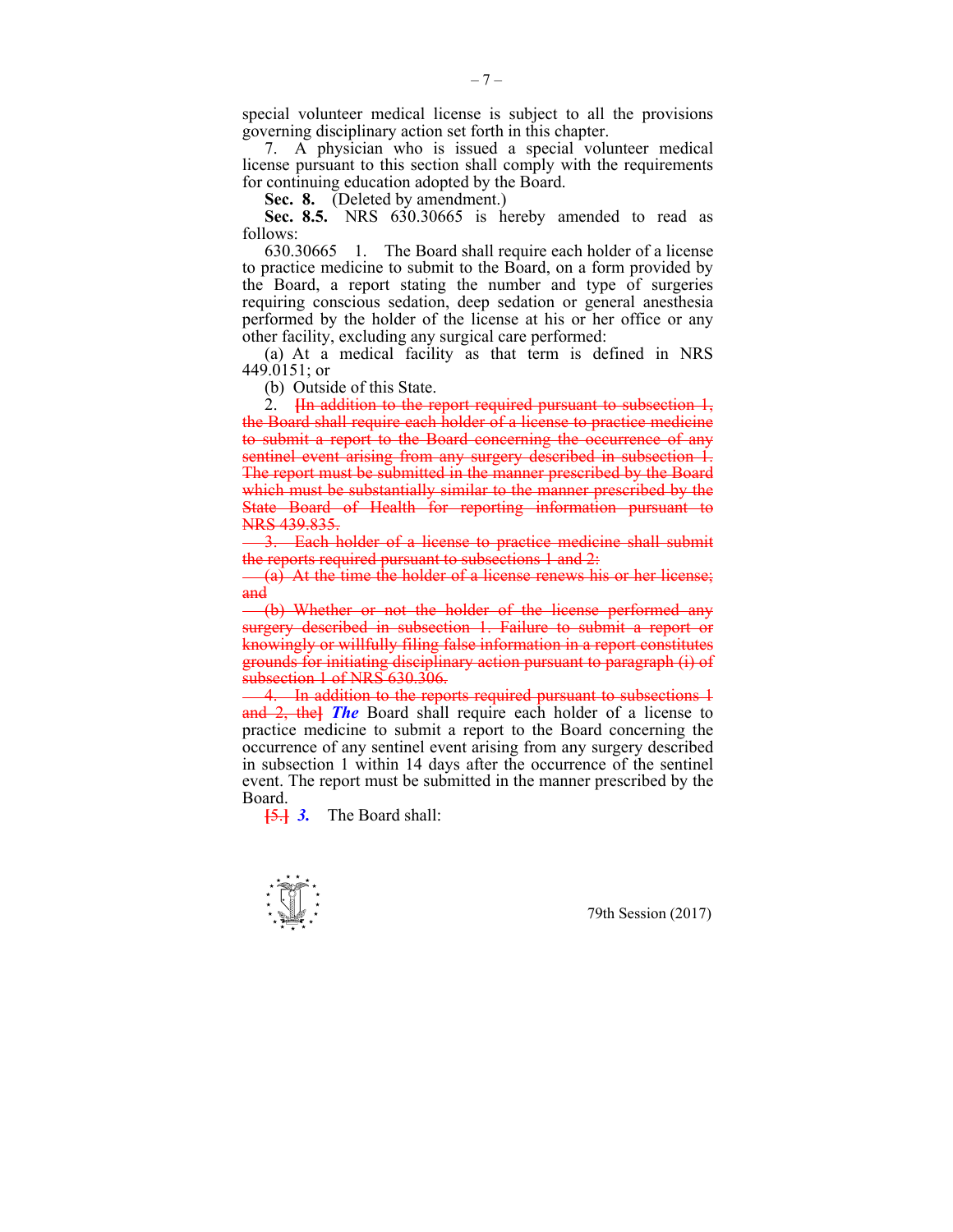special volunteer medical license is subject to all the provisions governing disciplinary action set forth in this chapter.

7. A physician who is issued a special volunteer medical license pursuant to this section shall comply with the requirements for continuing education adopted by the Board.

**Sec. 8.** (Deleted by amendment.)

**Sec. 8.5.** NRS 630.30665 is hereby amended to read as follows:

630.30665 1. The Board shall require each holder of a license to practice medicine to submit to the Board, on a form provided by the Board, a report stating the number and type of surgeries requiring conscious sedation, deep sedation or general anesthesia performed by the holder of the license at his or her office or any other facility, excluding any surgical care performed:

(a) At a medical facility as that term is defined in NRS 449.0151; or

(b) Outside of this State.

2. ~~[In addition to the report required pursuant to subsection 1, the Board shall require each holder of a license to practice medicine to submit a report to the Board concerning the occurrence of any sentinel event arising from any surgery described in subsection 1. The report must be submitted in the manner prescribed by the Board which must be substantially similar to the manner prescribed by the State Board of Health for reporting information pursuant to NRS 439.835.~~

~~3. Each holder of a license to practice medicine shall submit the reports required pursuant to subsections 1 and 2:~~

~~(a) At the time the holder of a license renews his or her license; and~~

~~(b) Whether or not the holder of the license performed any surgery described in subsection 1. Failure to submit a report or knowingly or willfully filing false information in a report constitutes grounds for initiating disciplinary action pursuant to paragraph (i) of subsection 1 of NRS 630.306.~~

~~4. In addition to the reports required pursuant to subsections 1 and 2, the]~~ ***The*** Board shall require each holder of a license to practice medicine to submit a report to the Board concerning the occurrence of any sentinel event arising from any surgery described in subsection 1 within 14 days after the occurrence of the sentinel event. The report must be submitted in the manner prescribed by the Board.

~~[5.]~~ ***3.*** The Board shall: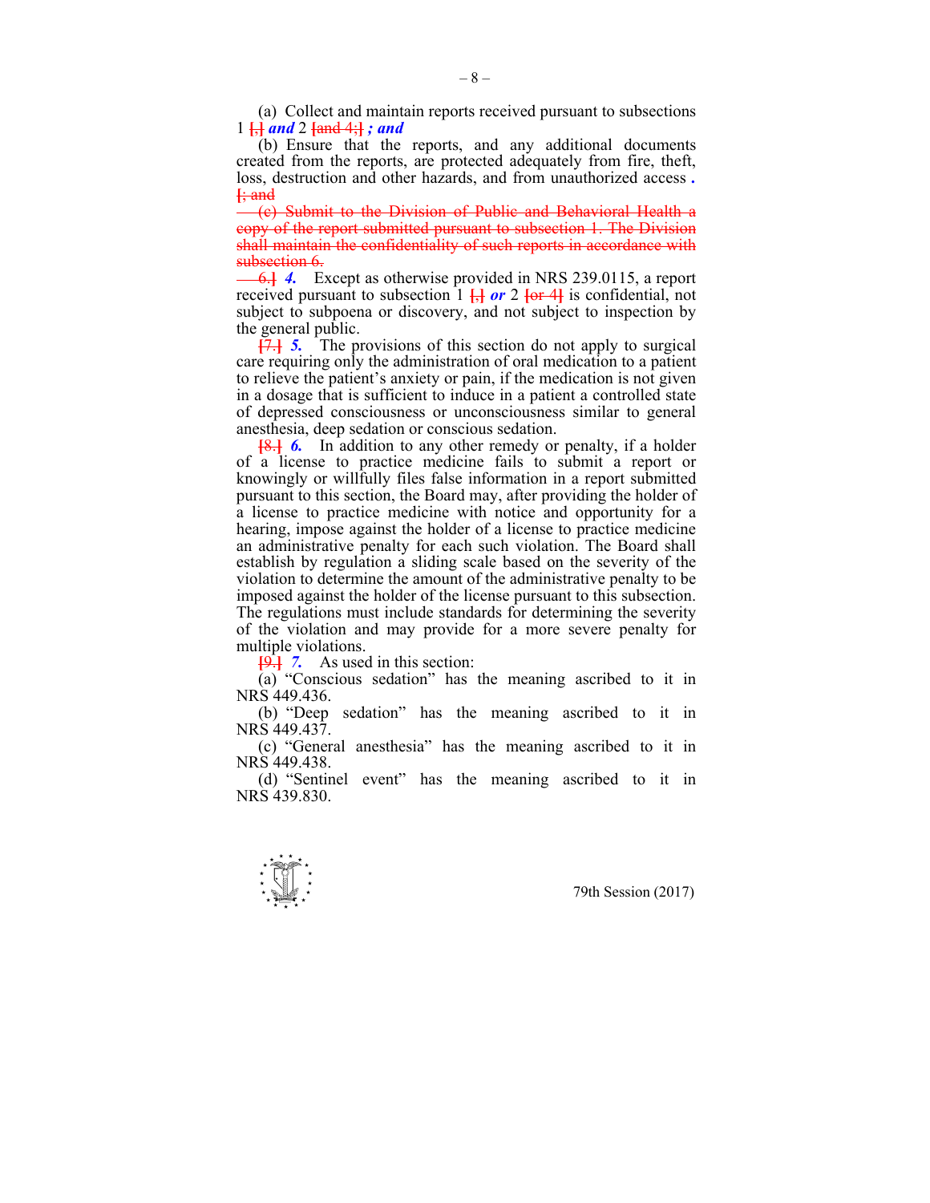(a) Collect and maintain reports received pursuant to subsections 1 [,] ***and*** 2 [and 4;] ***; and***

(b) Ensure that the reports, and any additional documents created from the reports, are protected adequately from fire, theft, loss, destruction and other hazards, and from unauthorized access ***.*** [; and

~~(c) Submit to the Division of Public and Behavioral Health a copy of the report submitted pursuant to subsection 1. The Division shall maintain the confidentiality of such reports in accordance with subsection 6.~~

~~6.~~] ***4.*** Except as otherwise provided in NRS 239.0115, a report received pursuant to subsection 1 [,] ***or*** 2 [or 4] is confidential, not subject to subpoena or discovery, and not subject to inspection by the general public.

[7.] ***5.*** The provisions of this section do not apply to surgical care requiring only the administration of oral medication to a patient to relieve the patient's anxiety or pain, if the medication is not given in a dosage that is sufficient to induce in a patient a controlled state of depressed consciousness or unconsciousness similar to general anesthesia, deep sedation or conscious sedation.

[8.] ***6.*** In addition to any other remedy or penalty, if a holder of a license to practice medicine fails to submit a report or knowingly or willfully files false information in a report submitted pursuant to this section, the Board may, after providing the holder of a license to practice medicine with notice and opportunity for a hearing, impose against the holder of a license to practice medicine an administrative penalty for each such violation. The Board shall establish by regulation a sliding scale based on the severity of the violation to determine the amount of the administrative penalty to be imposed against the holder of the license pursuant to this subsection. The regulations must include standards for determining the severity of the violation and may provide for a more severe penalty for multiple violations.

[9.] ***7.*** As used in this section:

(a) "Conscious sedation" has the meaning ascribed to it in NRS 449.436.

(b) "Deep sedation" has the meaning ascribed to it in NRS 449.437.

(c) "General anesthesia" has the meaning ascribed to it in NRS 449.438.

(d) "Sentinel event" has the meaning ascribed to it in NRS 439.830.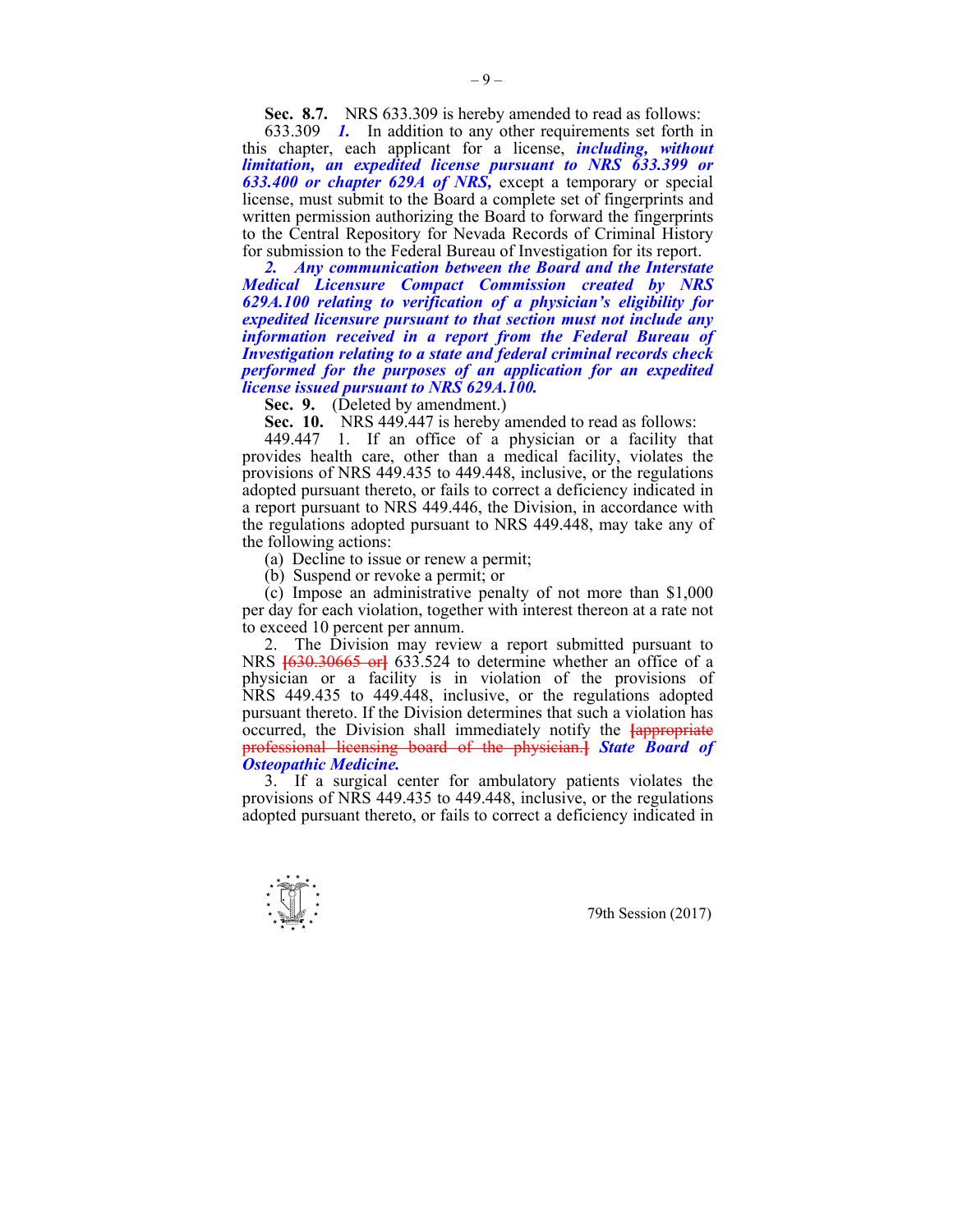**Sec. 8.7.** NRS 633.309 is hereby amended to read as follows:

633.309 ***1.*** In addition to any other requirements set forth in this chapter, each applicant for a license, ***including, without limitation, an expedited license pursuant to NRS 633.399 or 633.400 or chapter 629A of NRS,*** except a temporary or special license, must submit to the Board a complete set of fingerprints and written permission authorizing the Board to forward the fingerprints to the Central Repository for Nevada Records of Criminal History for submission to the Federal Bureau of Investigation for its report.

***2. Any communication between the Board and the Interstate Medical Licensure Compact Commission created by NRS 629A.100 relating to verification of a physician's eligibility for expedited licensure pursuant to that section must not include any information received in a report from the Federal Bureau of Investigation relating to a state and federal criminal records check performed for the purposes of an application for an expedited license issued pursuant to NRS 629A.100.***

**Sec. 9.** (Deleted by amendment.)

**Sec. 10.** NRS 449.447 is hereby amended to read as follows:

449.447 1. If an office of a physician or a facility that provides health care, other than a medical facility, violates the provisions of NRS 449.435 to 449.448, inclusive, or the regulations adopted pursuant thereto, or fails to correct a deficiency indicated in a report pursuant to NRS 449.446, the Division, in accordance with the regulations adopted pursuant to NRS 449.448, may take any of the following actions:

(a) Decline to issue or renew a permit;

(b) Suspend or revoke a permit; or

(c) Impose an administrative penalty of not more than $1,000 per day for each violation, together with interest thereon at a rate not to exceed 10 percent per annum.

2. The Division may review a report submitted pursuant to NRS [630.30665 or] 633.524 to determine whether an office of a physician or a facility is in violation of the provisions of NRS 449.435 to 449.448, inclusive, or the regulations adopted pursuant thereto. If the Division determines that such a violation has occurred, the Division shall immediately notify the [appropriate professional licensing board of the physician.] ***State Board of Osteopathic Medicine.***

3. If a surgical center for ambulatory patients violates the provisions of NRS 449.435 to 449.448, inclusive, or the regulations adopted pursuant thereto, or fails to correct a deficiency indicated in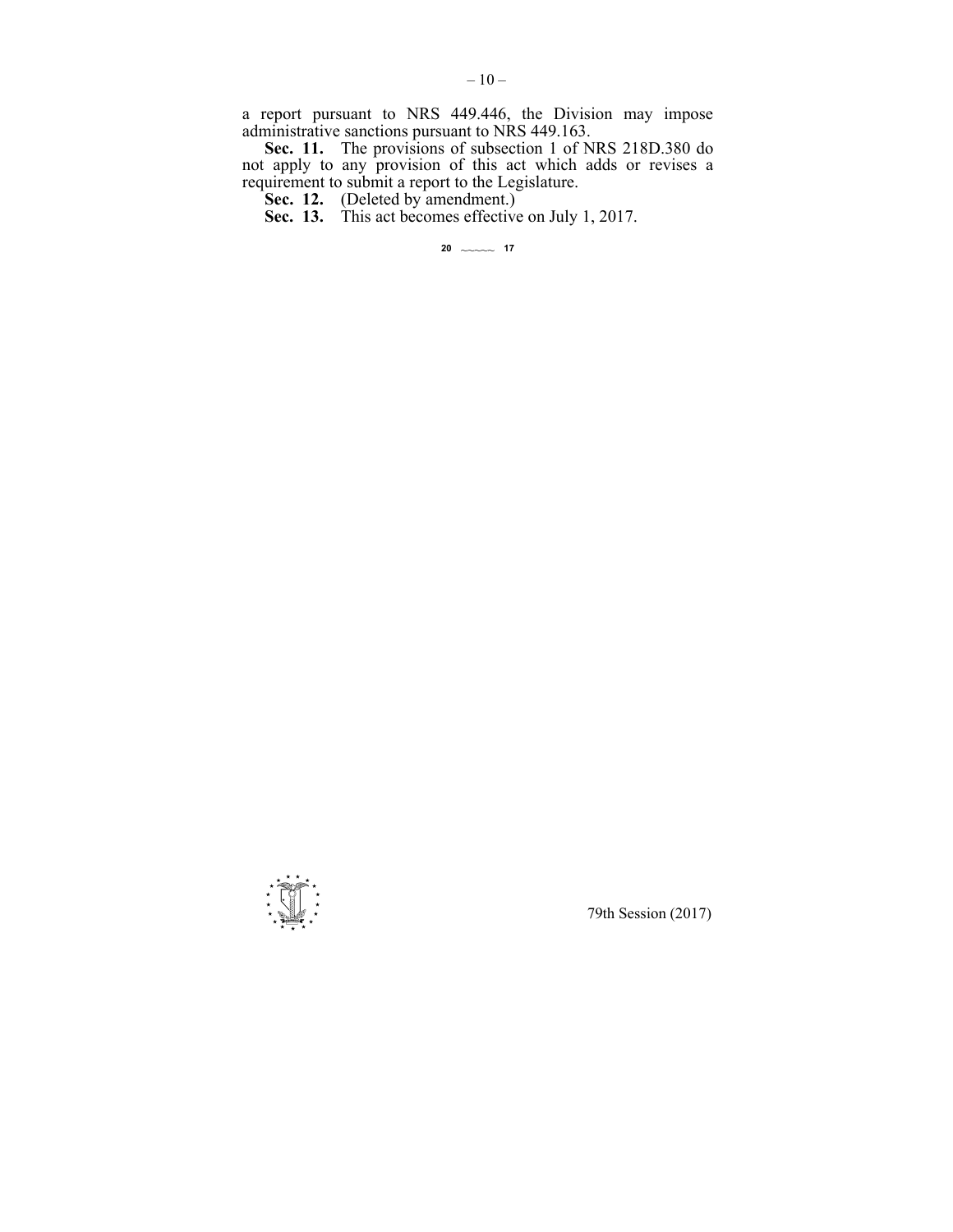a report pursuant to NRS 449.446, the Division may impose administrative sanctions pursuant to NRS 449.163.

**Sec. 11.** The provisions of subsection 1 of NRS 218D.380 do not apply to any provision of this act which adds or revises a requirement to submit a report to the Legislature.

**Sec. 12.** (Deleted by amendment.)

**Sec. 13.** This act becomes effective on July 1, 2017.

20 ~~~~~ 17